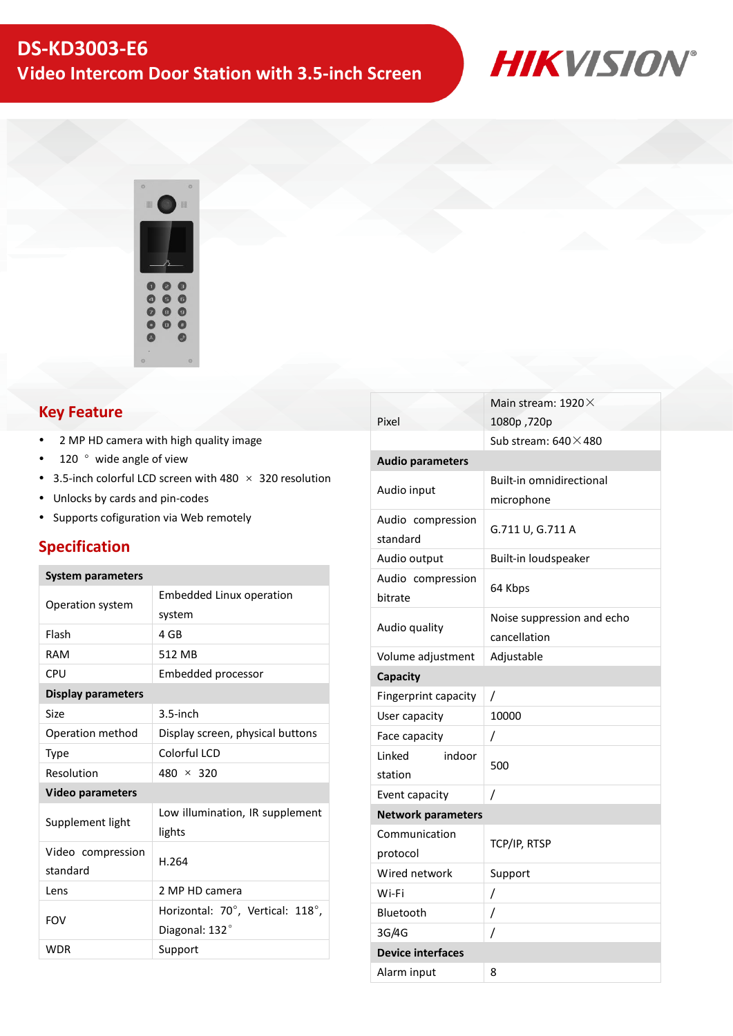# DS-KD3003-E6

## Video Intercom Door Station with 3.5-inch Screen

HIKVISION

## Key Feature

- 2 MP HD camera with high quality image
- 120 ° wide angle of view
- 3.5-inch colorful LCD screen with 480 × 320 resolution
- Unlocks by cards and pin-codes
- Supports cofiguration via Web remotely

## Specification

| **System parameters** | |
|---|---|
| Operation system | Embedded Linux operation system |
| Flash | 4 GB |
| RAM | 512 MB |
| CPU | Embedded processor |
| **Display parameters** | |
| Size | 3.5-inch |
| Operation method | Display screen, physical buttons |
| Type | Colorful LCD |
| Resolution | 480 × 320 |
| **Video parameters** | |
| Supplement light | Low illumination, IR supplement lights |
| Video compression standard | H.264 |
| Lens | 2 MP HD camera |
| FOV | Horizontal: 70°, Vertical: 118°, Diagonal: 132° |
| WDR | Support |
| Pixel | Main stream: 1920×1080p ,720p<br>Sub stream: 640×480 |
| **Audio parameters** | |
| Audio input | Built-in omnidirectional microphone |
| Audio compression standard | G.711 U, G.711 A |
| Audio output | Built-in loudspeaker |
| Audio compression bitrate | 64 Kbps |
| Audio quality | Noise suppression and echo cancellation |
| Volume adjustment | Adjustable |
| **Capacity** | |
| Fingerprint capacity | / |
| User capacity | 10000 |
| Face capacity | / |
| Linked indoor station | 500 |
| Event capacity | / |
| **Network parameters** | |
| Communication protocol | TCP/IP, RTSP |
| Wired network | Support |
| Wi-Fi | / |
| Bluetooth | / |
| 3G/4G | / |
| **Device interfaces** | |
| Alarm input | 8 |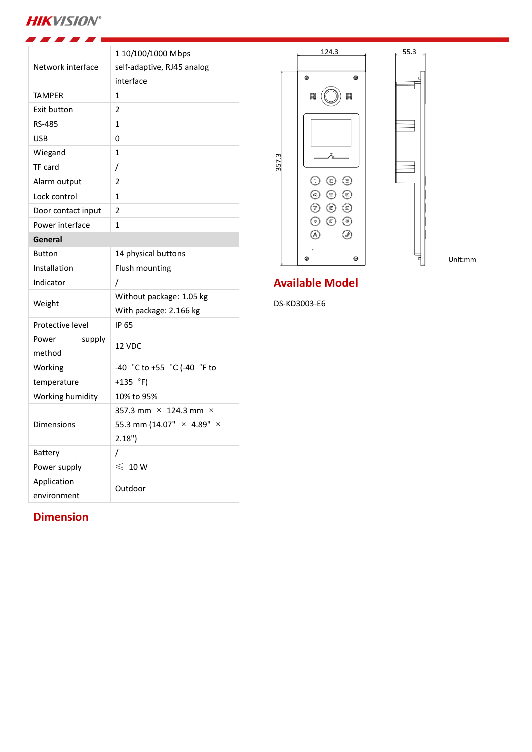| | |
|---|---|
| Network interface | 1 10/100/1000 Mbps self-adaptive, RJ45 analog interface |
| TAMPER | 1 |
| Exit button | 2 |
| RS-485 | 1 |
| USB | 0 |
| Wiegand | 1 |
| TF card | / |
| Alarm output | 2 |
| Lock control | 1 |
| Door contact input | 2 |
| Power interface | 1 |
| **General** | |
| Button | 14 physical buttons |
| Installation | Flush mounting |
| Indicator | / |
| Weight | Without package: 1.05 kg<br>With package: 2.166 kg |
| Protective level | IP 65 |
| Power supply method | 12 VDC |
| Working temperature | -40 °C to +55 °C (-40 °F to +135 °F) |
| Working humidity | 10% to 95% |
| Dimensions | 357.3 mm × 124.3 mm × 55.3 mm (14.07" × 4.89" × 2.18") |
| Battery | / |
| Power supply | ≤ 10 W |
| Application environment | Outdoor |

## Dimension

124.3

55.3

357.3

Unit:mm

## Available Model

DS-KD3003-E6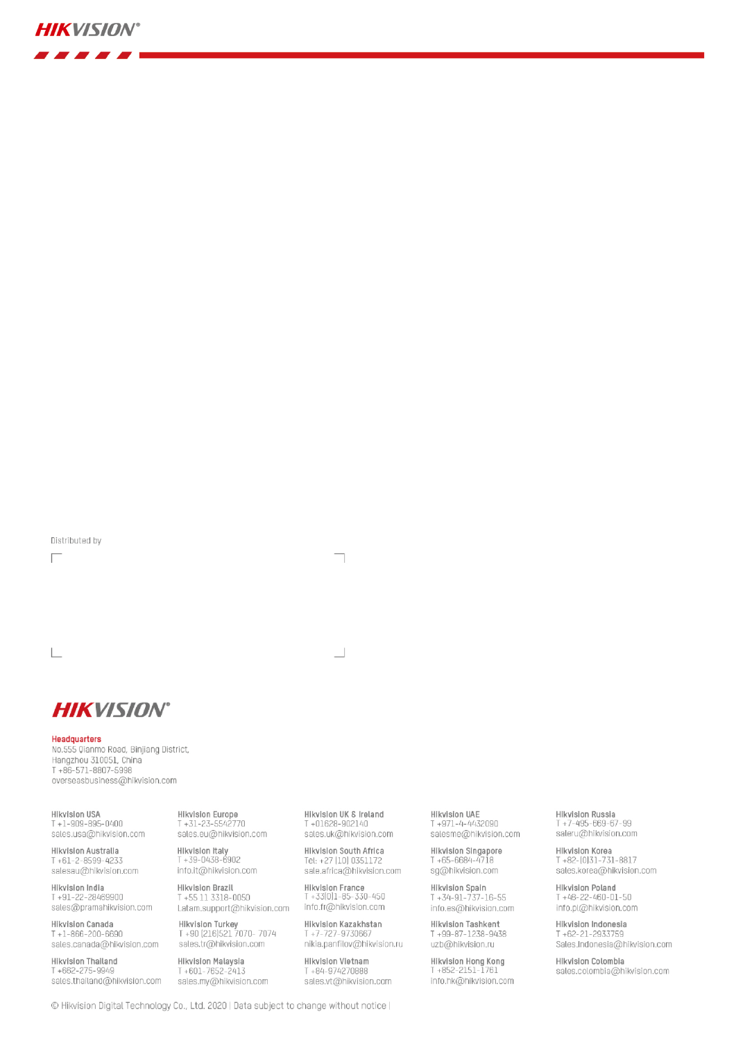Distributed by

**HIKVISION**

**Headquarters**
No.555 Qianmo Road, Binjiang District,
Hangzhou 310051, China
T +86-571-8807-5998
overseasbusiness@hikvision.com

**Hikvision USA**
T +1-909-895-0400
sales.usa@hikvision.com

**Hikvision Australia**
T +61-2-8599-4233
salesau@hikvision.com

**Hikvision India**
T +91-22-28469900
sales@pramahikvision.com

**Hikvision Canada**
T +1-866-200-6690
sales.canada@hikvision.com

**Hikvision Thailand**
T +662-275-9949
sales.thailand@hikvision.com

**Hikvision Europe**
T +31-23-5542770
sales.eu@hikvision.com

**Hikvision Italy**
T +39-0438-6902
info.it@hikvision.com

**Hikvision Brazil**
T +55 11 3318-0050
Latam.support@hikvision.com

**Hikvision Turkey**
T +90 (216)521 7070- 7074
sales.tr@hikvision.com

**Hikvision Malaysia**
T +601-7652-2413
sales.my@hikvision.com

**Hikvision UK & Ireland**
T +01628-902140
sales.uk@hikvision.com

**Hikvision South Africa**
Tel: +27 (10) 0351172
sale.africa@hikvision.com

**Hikvision France**
T +33(0)1-85-330-450
info.fr@hikvision.com

**Hikvision Kazakhstan**
T +7-727-9730667
nikia.panfilov@hikvision.ru

**Hikvision Vietnam**
T +84-974270888
sales.vt@hikvision.com

**Hikvision UAE**
T +971-4-4432090
salesme@hikvision.com

**Hikvision Singapore**
T +65-6684-4718
sg@hikvision.com

**Hikvision Spain**
T +34-91-737-16-55
info.es@hikvision.com

**Hikvision Tashkent**
T +99-87-1238-9438
uzb@hikvision.ru

**Hikvision Hong Kong**
T +852-2151-1761
info.hk@hikvision.com

**Hikvision Russia**
T +7-495-669-67-99
saleru@hikvision.com

**Hikvision Korea**
T +82-(0)31-731-8817
sales.korea@hikvision.com

**Hikvision Poland**
T +48-22-460-01-50
info.pl@hikvision.com

**Hikvision Indonesia**
T +62-21-2933759
Sales.Indonesia@hikvision.com

**Hikvision Colombia**
sales.colombia@hikvision.com

© Hikvision Digital Technology Co., Ltd. 2020 | Data subject to change without notice |